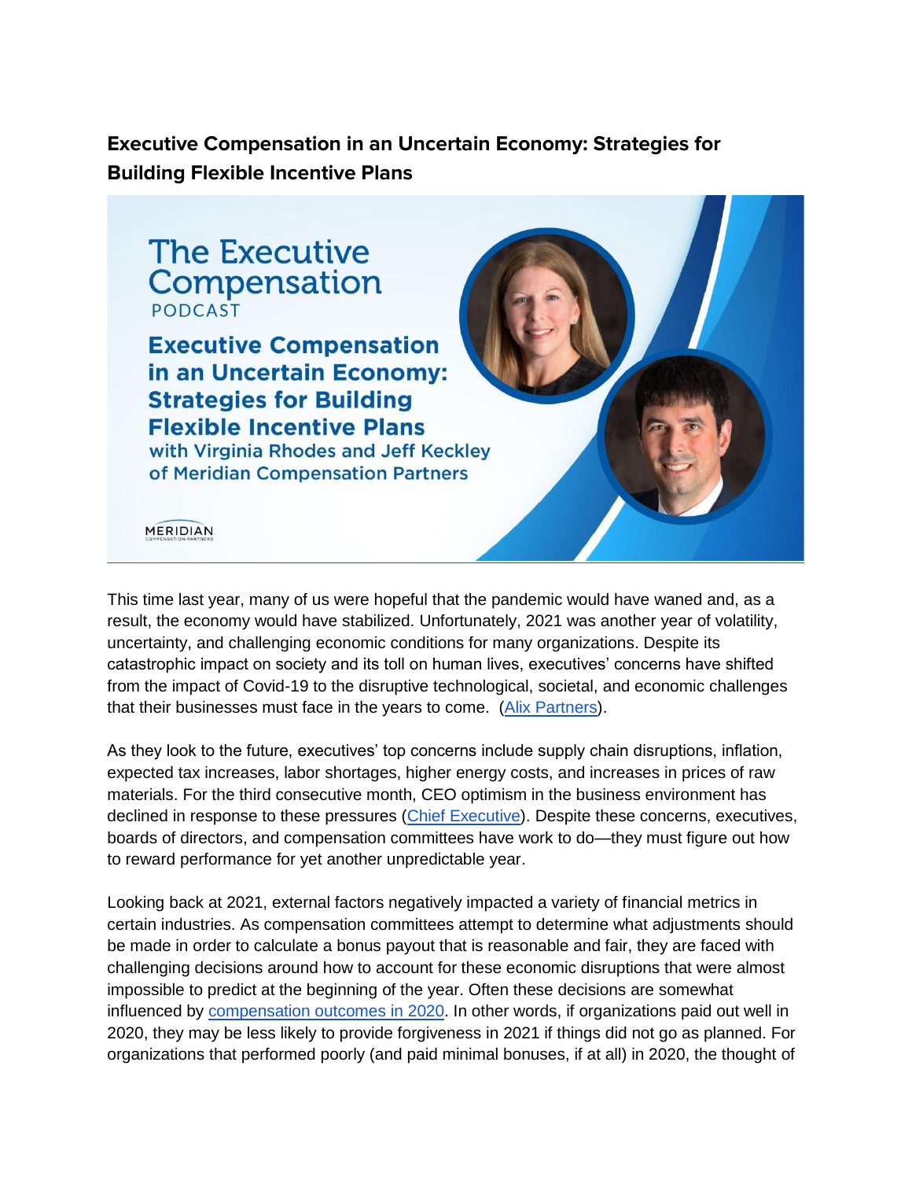## Executive Compensation in an Uncertain Economy: Strategies for Building Flexible Incentive Plans

This time last year, many of us were hopeful that the pandemic would have waned and, as a result, the economy would have stabilized. Unfortunately, 2021 was another year of volatility, uncertainty, and challenging economic conditions for many organizations. Despite its catastrophic impact on society and its toll on human lives, executives' concerns have shifted from the impact of Covid-19 to the disruptive technological, societal, and economic challenges that their businesses must face in the years to come. (Alix Partners).

As they look to the future, executives' top concerns include supply chain disruptions, inflation, expected tax increases, labor shortages, higher energy costs, and increases in prices of raw materials. For the third consecutive month, CEO optimism in the business environment has declined in response to these pressures (Chief Executive). Despite these concerns, executives, boards of directors, and compensation committees have work to do—they must figure out how to reward performance for yet another unpredictable year.

Looking back at 2021, external factors negatively impacted a variety of financial metrics in certain industries. As compensation committees attempt to determine what adjustments should be made in order to calculate a bonus payout that is reasonable and fair, they are faced with challenging decisions around how to account for these economic disruptions that were almost impossible to predict at the beginning of the year. Often these decisions are somewhat influenced by compensation outcomes in 2020. In other words, if organizations paid out well in 2020, they may be less likely to provide forgiveness in 2021 if things did not go as planned. For organizations that performed poorly (and paid minimal bonuses, if at all) in 2020, the thought of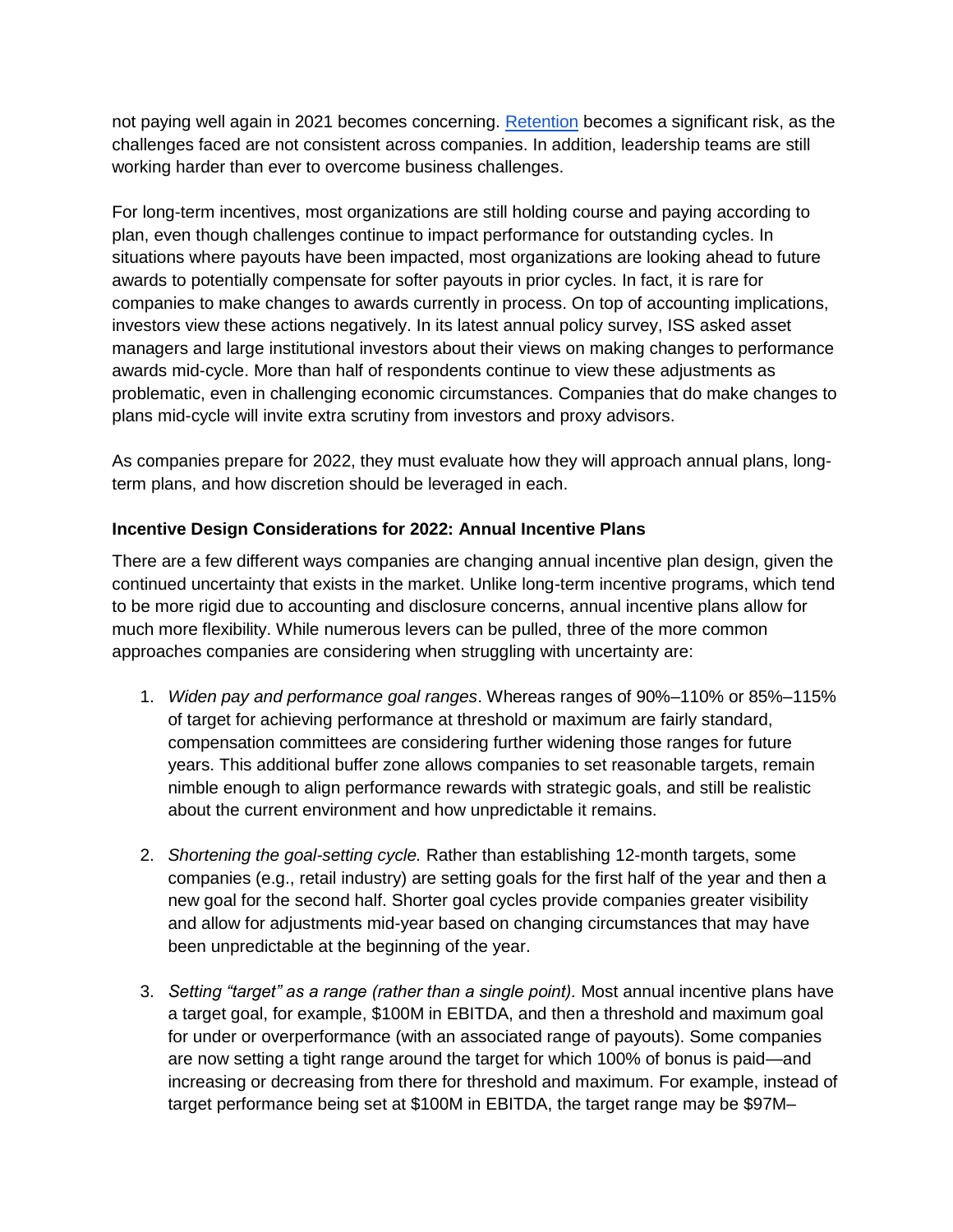not paying well again in 2021 becomes concerning. [Retention](#) becomes a significant risk, as the challenges faced are not consistent across companies. In addition, leadership teams are still working harder than ever to overcome business challenges.

For long-term incentives, most organizations are still holding course and paying according to plan, even though challenges continue to impact performance for outstanding cycles. In situations where payouts have been impacted, most organizations are looking ahead to future awards to potentially compensate for softer payouts in prior cycles. In fact, it is rare for companies to make changes to awards currently in process. On top of accounting implications, investors view these actions negatively. In its latest annual policy survey, ISS asked asset managers and large institutional investors about their views on making changes to performance awards mid-cycle. More than half of respondents continue to view these adjustments as problematic, even in challenging economic circumstances. Companies that do make changes to plans mid-cycle will invite extra scrutiny from investors and proxy advisors.

As companies prepare for 2022, they must evaluate how they will approach annual plans, long-term plans, and how discretion should be leveraged in each.

### Incentive Design Considerations for 2022: Annual Incentive Plans

There are a few different ways companies are changing annual incentive plan design, given the continued uncertainty that exists in the market. Unlike long-term incentive programs, which tend to be more rigid due to accounting and disclosure concerns, annual incentive plans allow for much more flexibility. While numerous levers can be pulled, three of the more common approaches companies are considering when struggling with uncertainty are:

1. *Widen pay and performance goal ranges*. Whereas ranges of 90%–110% or 85%–115% of target for achieving performance at threshold or maximum are fairly standard, compensation committees are considering further widening those ranges for future years. This additional buffer zone allows companies to set reasonable targets, remain nimble enough to align performance rewards with strategic goals, and still be realistic about the current environment and how unpredictable it remains.

2. *Shortening the goal-setting cycle.* Rather than establishing 12-month targets, some companies (e.g., retail industry) are setting goals for the first half of the year and then a new goal for the second half. Shorter goal cycles provide companies greater visibility and allow for adjustments mid-year based on changing circumstances that may have been unpredictable at the beginning of the year.

3. *Setting "target" as a range (rather than a single point).* Most annual incentive plans have a target goal, for example, $100M in EBITDA, and then a threshold and maximum goal for under or overperformance (with an associated range of payouts). Some companies are now setting a tight range around the target for which 100% of bonus is paid—and increasing or decreasing from there for threshold and maximum. For example, instead of target performance being set at $100M in EBITDA, the target range may be $97M–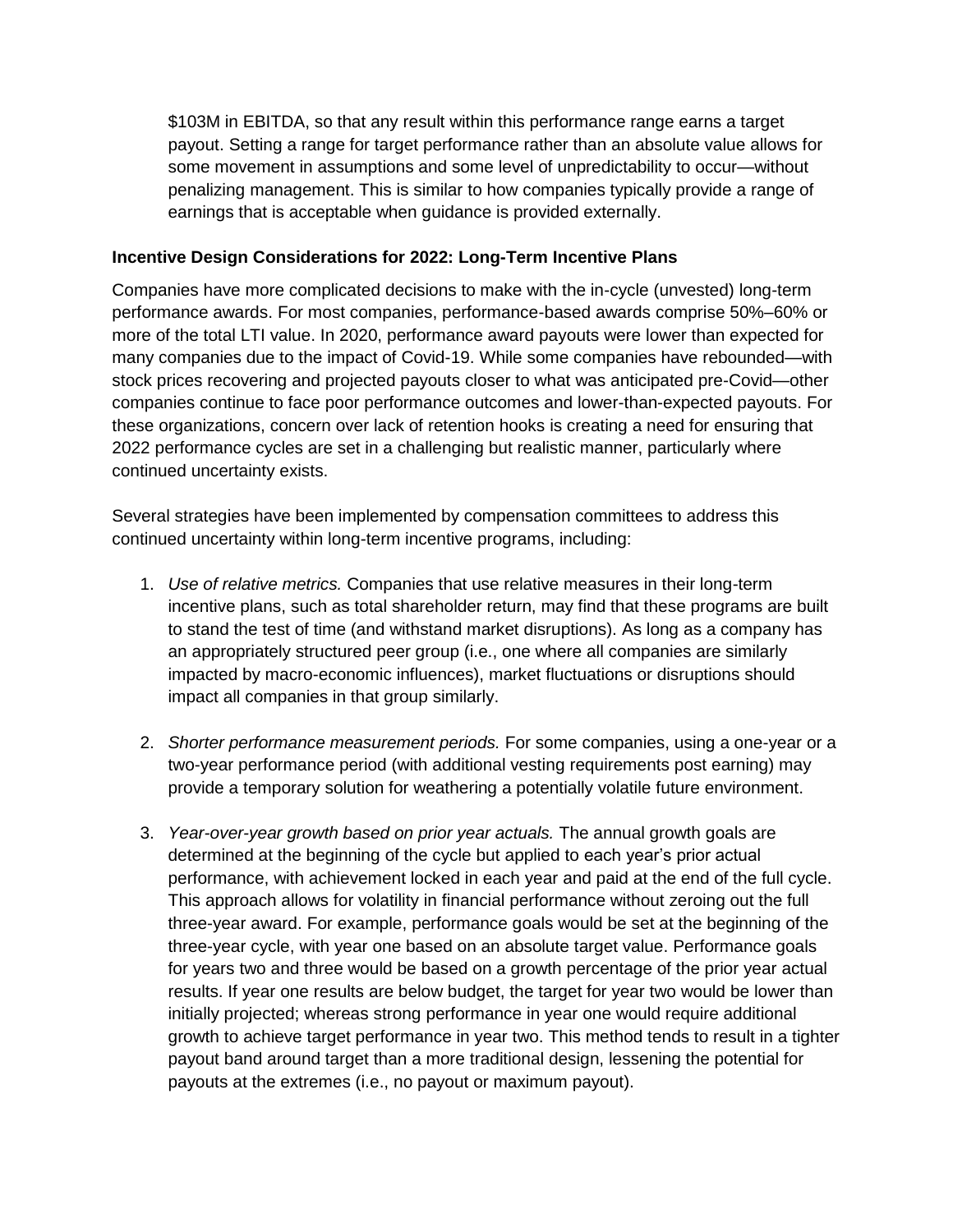$103M in EBITDA, so that any result within this performance range earns a target payout. Setting a range for target performance rather than an absolute value allows for some movement in assumptions and some level of unpredictability to occur—without penalizing management. This is similar to how companies typically provide a range of earnings that is acceptable when guidance is provided externally.

**Incentive Design Considerations for 2022: Long-Term Incentive Plans**

Companies have more complicated decisions to make with the in-cycle (unvested) long-term performance awards. For most companies, performance-based awards comprise 50%–60% or more of the total LTI value. In 2020, performance award payouts were lower than expected for many companies due to the impact of Covid-19. While some companies have rebounded—with stock prices recovering and projected payouts closer to what was anticipated pre-Covid—other companies continue to face poor performance outcomes and lower-than-expected payouts. For these organizations, concern over lack of retention hooks is creating a need for ensuring that 2022 performance cycles are set in a challenging but realistic manner, particularly where continued uncertainty exists.

Several strategies have been implemented by compensation committees to address this continued uncertainty within long-term incentive programs, including:

1. *Use of relative metrics.* Companies that use relative measures in their long-term incentive plans, such as total shareholder return, may find that these programs are built to stand the test of time (and withstand market disruptions). As long as a company has an appropriately structured peer group (i.e., one where all companies are similarly impacted by macro-economic influences), market fluctuations or disruptions should impact all companies in that group similarly.

2. *Shorter performance measurement periods.* For some companies, using a one-year or a two-year performance period (with additional vesting requirements post earning) may provide a temporary solution for weathering a potentially volatile future environment.

3. *Year-over-year growth based on prior year actuals.* The annual growth goals are determined at the beginning of the cycle but applied to each year's prior actual performance, with achievement locked in each year and paid at the end of the full cycle. This approach allows for volatility in financial performance without zeroing out the full three-year award. For example, performance goals would be set at the beginning of the three-year cycle, with year one based on an absolute target value. Performance goals for years two and three would be based on a growth percentage of the prior year actual results. If year one results are below budget, the target for year two would be lower than initially projected; whereas strong performance in year one would require additional growth to achieve target performance in year two. This method tends to result in a tighter payout band around target than a more traditional design, lessening the potential for payouts at the extremes (i.e., no payout or maximum payout).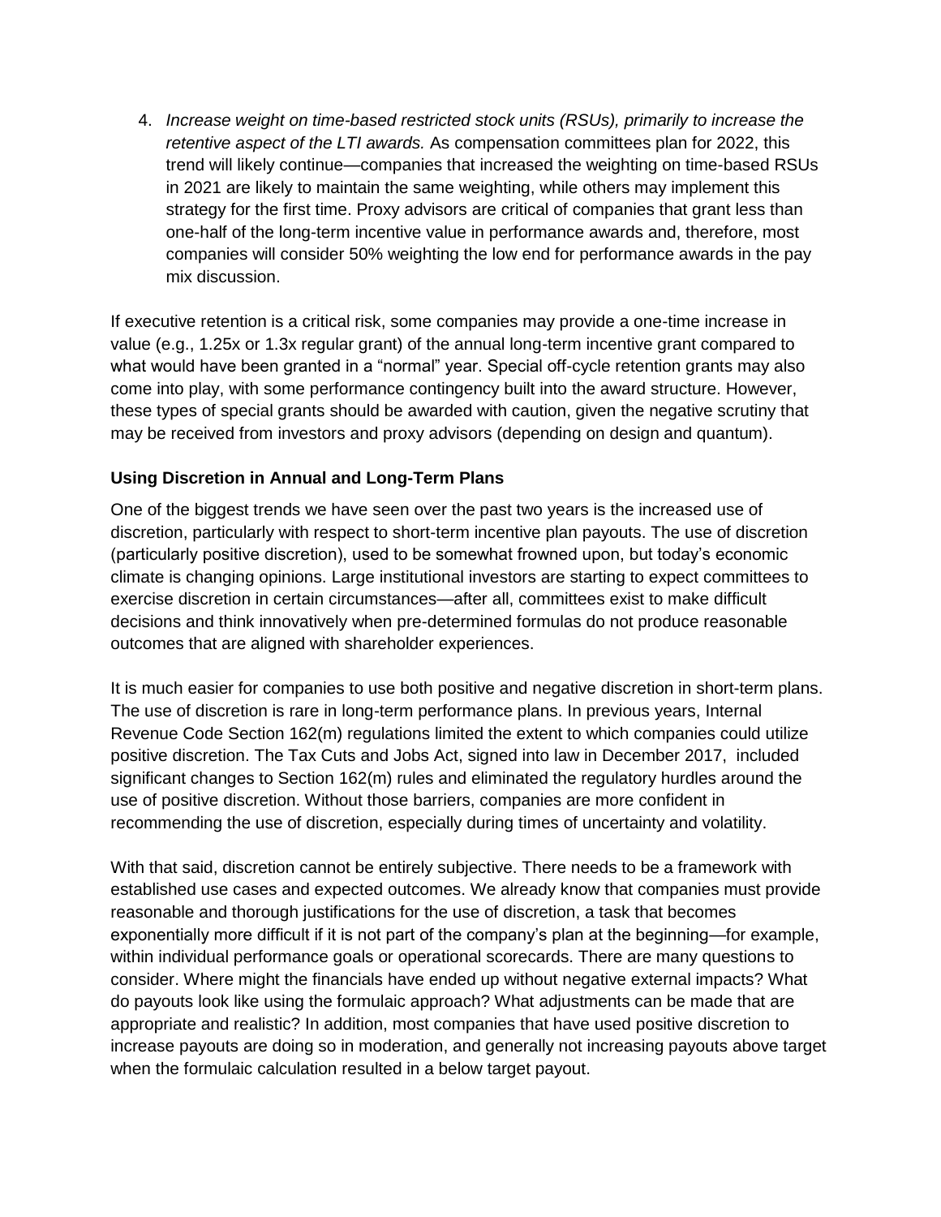4. *Increase weight on time-based restricted stock units (RSUs), primarily to increase the retentive aspect of the LTI awards.* As compensation committees plan for 2022, this trend will likely continue—companies that increased the weighting on time-based RSUs in 2021 are likely to maintain the same weighting, while others may implement this strategy for the first time. Proxy advisors are critical of companies that grant less than one-half of the long-term incentive value in performance awards and, therefore, most companies will consider 50% weighting the low end for performance awards in the pay mix discussion.

If executive retention is a critical risk, some companies may provide a one-time increase in value (e.g., 1.25x or 1.3x regular grant) of the annual long-term incentive grant compared to what would have been granted in a "normal" year. Special off-cycle retention grants may also come into play, with some performance contingency built into the award structure. However, these types of special grants should be awarded with caution, given the negative scrutiny that may be received from investors and proxy advisors (depending on design and quantum).

**Using Discretion in Annual and Long-Term Plans**

One of the biggest trends we have seen over the past two years is the increased use of discretion, particularly with respect to short-term incentive plan payouts. The use of discretion (particularly positive discretion), used to be somewhat frowned upon, but today's economic climate is changing opinions. Large institutional investors are starting to expect committees to exercise discretion in certain circumstances—after all, committees exist to make difficult decisions and think innovatively when pre-determined formulas do not produce reasonable outcomes that are aligned with shareholder experiences.

It is much easier for companies to use both positive and negative discretion in short-term plans. The use of discretion is rare in long-term performance plans. In previous years, Internal Revenue Code Section 162(m) regulations limited the extent to which companies could utilize positive discretion. The Tax Cuts and Jobs Act, signed into law in December 2017, included significant changes to Section 162(m) rules and eliminated the regulatory hurdles around the use of positive discretion. Without those barriers, companies are more confident in recommending the use of discretion, especially during times of uncertainty and volatility.

With that said, discretion cannot be entirely subjective. There needs to be a framework with established use cases and expected outcomes. We already know that companies must provide reasonable and thorough justifications for the use of discretion, a task that becomes exponentially more difficult if it is not part of the company's plan at the beginning—for example, within individual performance goals or operational scorecards. There are many questions to consider. Where might the financials have ended up without negative external impacts? What do payouts look like using the formulaic approach? What adjustments can be made that are appropriate and realistic? In addition, most companies that have used positive discretion to increase payouts are doing so in moderation, and generally not increasing payouts above target when the formulaic calculation resulted in a below target payout.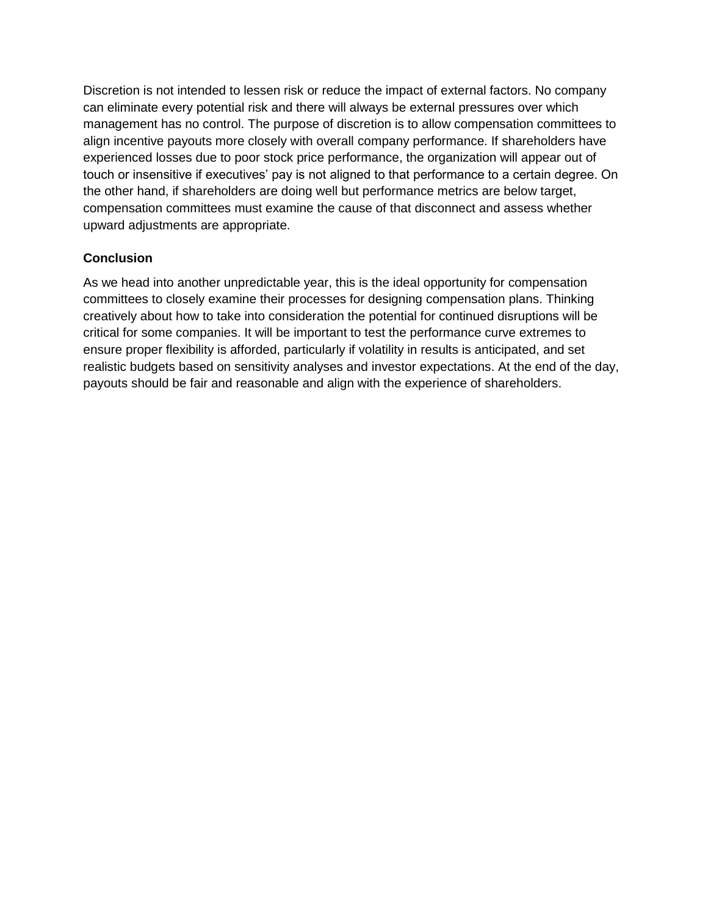Discretion is not intended to lessen risk or reduce the impact of external factors. No company can eliminate every potential risk and there will always be external pressures over which management has no control. The purpose of discretion is to allow compensation committees to align incentive payouts more closely with overall company performance. If shareholders have experienced losses due to poor stock price performance, the organization will appear out of touch or insensitive if executives' pay is not aligned to that performance to a certain degree. On the other hand, if shareholders are doing well but performance metrics are below target, compensation committees must examine the cause of that disconnect and assess whether upward adjustments are appropriate.

**Conclusion**

As we head into another unpredictable year, this is the ideal opportunity for compensation committees to closely examine their processes for designing compensation plans. Thinking creatively about how to take into consideration the potential for continued disruptions will be critical for some companies. It will be important to test the performance curve extremes to ensure proper flexibility is afforded, particularly if volatility in results is anticipated, and set realistic budgets based on sensitivity analyses and investor expectations. At the end of the day, payouts should be fair and reasonable and align with the experience of shareholders.